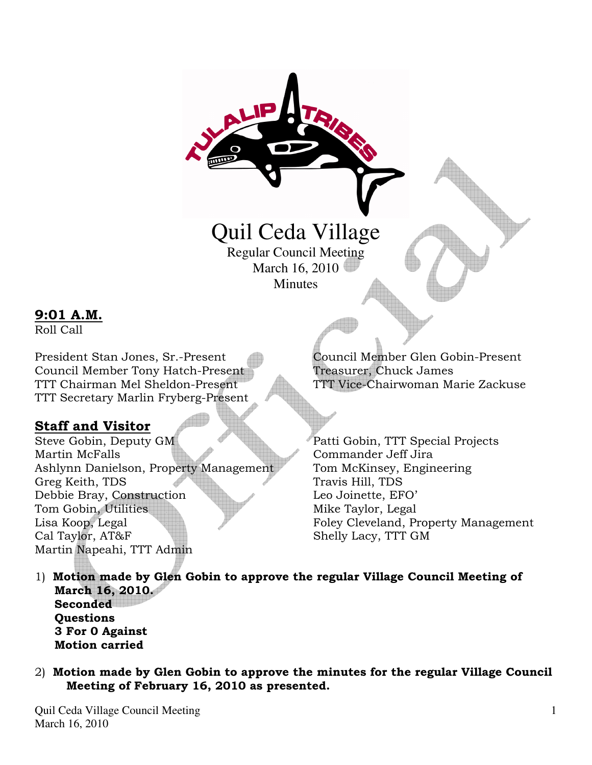# Quil Ceda Village

Regular Council Meeting
March 16, 2010
Minutes

## 9:01 A.M.

Roll Call

President Stan Jones, Sr.-Present
Council Member Tony Hatch-Present
TTT Chairman Mel Sheldon-Present
TTT Secretary Marlin Fryberg-Present
Council Member Glen Gobin-Present
Treasurer, Chuck James
TTT Vice-Chairwoman Marie Zackuse

## Staff and Visitor

Steve Gobin, Deputy GM
Martin McFalls
Ashlynn Danielson, Property Management
Greg Keith, TDS
Debbie Bray, Construction
Tom Gobin, Utilities
Lisa Koop, Legal
Cal Taylor, AT&F
Martin Napeahi, TTT Admin
Patti Gobin, TTT Special Projects
Commander Jeff Jira
Tom McKinsey, Engineering
Travis Hill, TDS
Leo Joinette, EFO'
Mike Taylor, Legal
Foley Cleveland, Property Management
Shelly Lacy, TTT GM

1) **Motion made by Glen Gobin to approve the regular Village Council Meeting of March 16, 2010.**
   **Seconded**
   **Questions**
   **3 For 0 Against**
   **Motion carried**

2) **Motion made by Glen Gobin to approve the minutes for the regular Village Council Meeting of February 16, 2010 as presented.**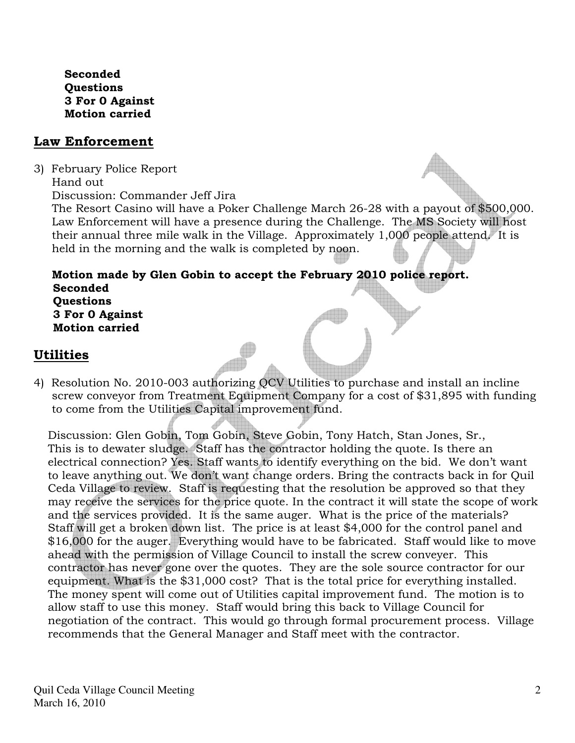**Seconded**
**Questions**
**3 For 0 Against**
**Motion carried**

## Law Enforcement

3) February Police Report
   Hand out
   Discussion: Commander Jeff Jira
   The Resort Casino will have a Poker Challenge March 26-28 with a payout of $500,000. Law Enforcement will have a presence during the Challenge. The MS Society will host their annual three mile walk in the Village. Approximately 1,000 people attend. It is held in the morning and the walk is completed by noon.

   **Motion made by Glen Gobin to accept the February 2010 police report.**
   **Seconded**
   **Questions**
   **3 For 0 Against**
   **Motion carried**

## Utilities

4) Resolution No. 2010-003 authorizing QCV Utilities to purchase and install an incline screw conveyor from Treatment Equipment Company for a cost of $31,895 with funding to come from the Utilities Capital improvement fund.

   Discussion: Glen Gobin, Tom Gobin, Steve Gobin, Tony Hatch, Stan Jones, Sr., This is to dewater sludge. Staff has the contractor holding the quote. Is there an electrical connection? Yes. Staff wants to identify everything on the bid. We don't want to leave anything out. We don't want change orders. Bring the contracts back in for Quil Ceda Village to review. Staff is requesting that the resolution be approved so that they may receive the services for the price quote. In the contract it will state the scope of work and the services provided. It is the same auger. What is the price of the materials? Staff will get a broken down list. The price is at least $4,000 for the control panel and $16,000 for the auger. Everything would have to be fabricated. Staff would like to move ahead with the permission of Village Council to install the screw conveyer. This contractor has never gone over the quotes. They are the sole source contractor for our equipment. What is the $31,000 cost? That is the total price for everything installed. The money spent will come out of Utilities capital improvement fund. The motion is to allow staff to use this money. Staff would bring this back to Village Council for negotiation of the contract. This would go through formal procurement process. Village recommends that the General Manager and Staff meet with the contractor.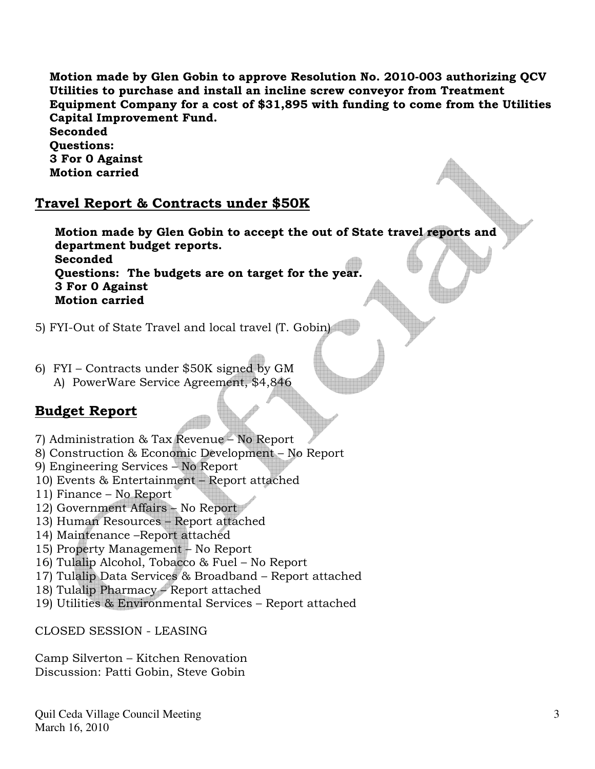**Motion made by Glen Gobin to approve Resolution No. 2010-003 authorizing QCV Utilities to purchase and install an incline screw conveyor from Treatment Equipment Company for a cost of $31,895 with funding to come from the Utilities Capital Improvement Fund.**
**Seconded**
**Questions:**
**3 For 0 Against**
**Motion carried**

## Travel Report & Contracts under $50K

**Motion made by Glen Gobin to accept the out of State travel reports and department budget reports.**
**Seconded**
**Questions: The budgets are on target for the year.**
**3 For 0 Against**
**Motion carried**

5) FYI-Out of State Travel and local travel (T. Gobin)

6) FYI – Contracts under $50K signed by GM
   A) PowerWare Service Agreement, $4,846

## Budget Report

7) Administration & Tax Revenue – No Report
8) Construction & Economic Development – No Report
9) Engineering Services – No Report
10) Events & Entertainment – Report attached
11) Finance – No Report
12) Government Affairs – No Report
13) Human Resources – Report attached
14) Maintenance –Report attached
15) Property Management – No Report
16) Tulalip Alcohol, Tobacco & Fuel – No Report
17) Tulalip Data Services & Broadband – Report attached
18) Tulalip Pharmacy – Report attached
19) Utilities & Environmental Services – Report attached

CLOSED SESSION - LEASING

Camp Silverton – Kitchen Renovation
Discussion: Patti Gobin, Steve Gobin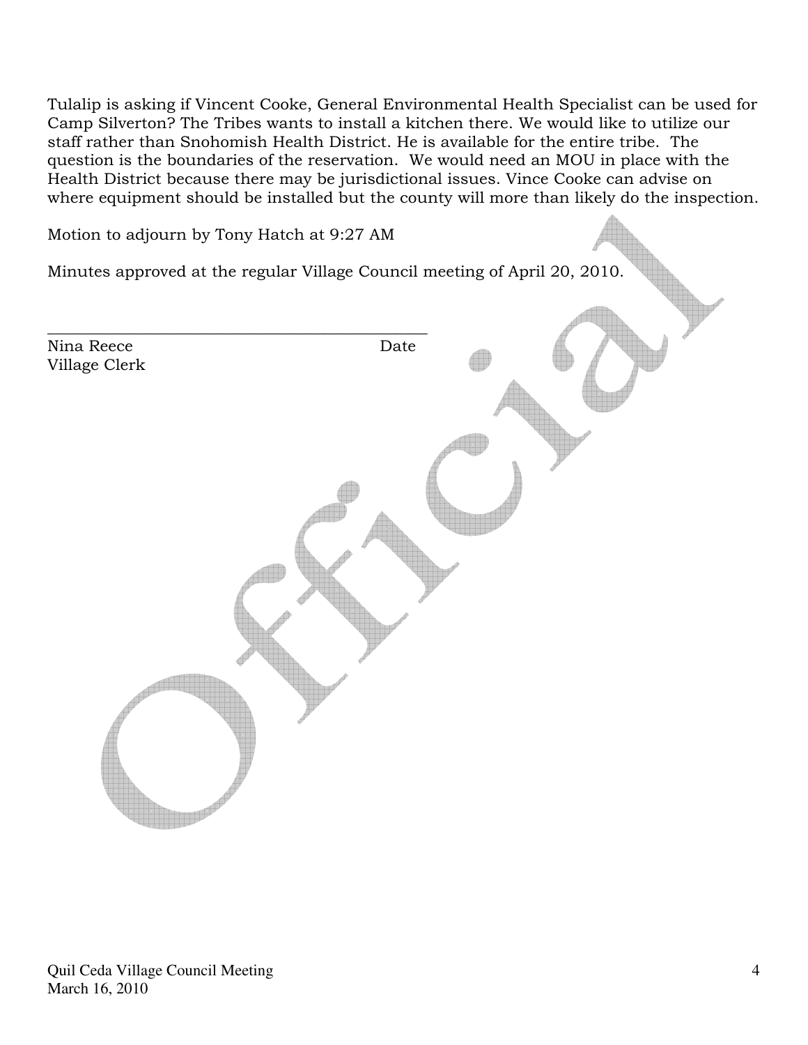Tulalip is asking if Vincent Cooke, General Environmental Health Specialist can be used for Camp Silverton? The Tribes wants to install a kitchen there. We would like to utilize our staff rather than Snohomish Health District. He is available for the entire tribe. The question is the boundaries of the reservation. We would need an MOU in place with the Health District because there may be jurisdictional issues. Vince Cooke can advise on where equipment should be installed but the county will more than likely do the inspection.

Motion to adjourn by Tony Hatch at 9:27 AM

Minutes approved at the regular Village Council meeting of April 20, 2010.

\_\_\_\_\_\_\_\_\_\_\_\_\_\_\_\_\_\_\_\_\_\_\_\_\_\_\_\_\_\_\_\_\_\_\_\_\_\_\_\_\_\_\_\_\_\_

Nina Reece                                                  Date
Village Clerk